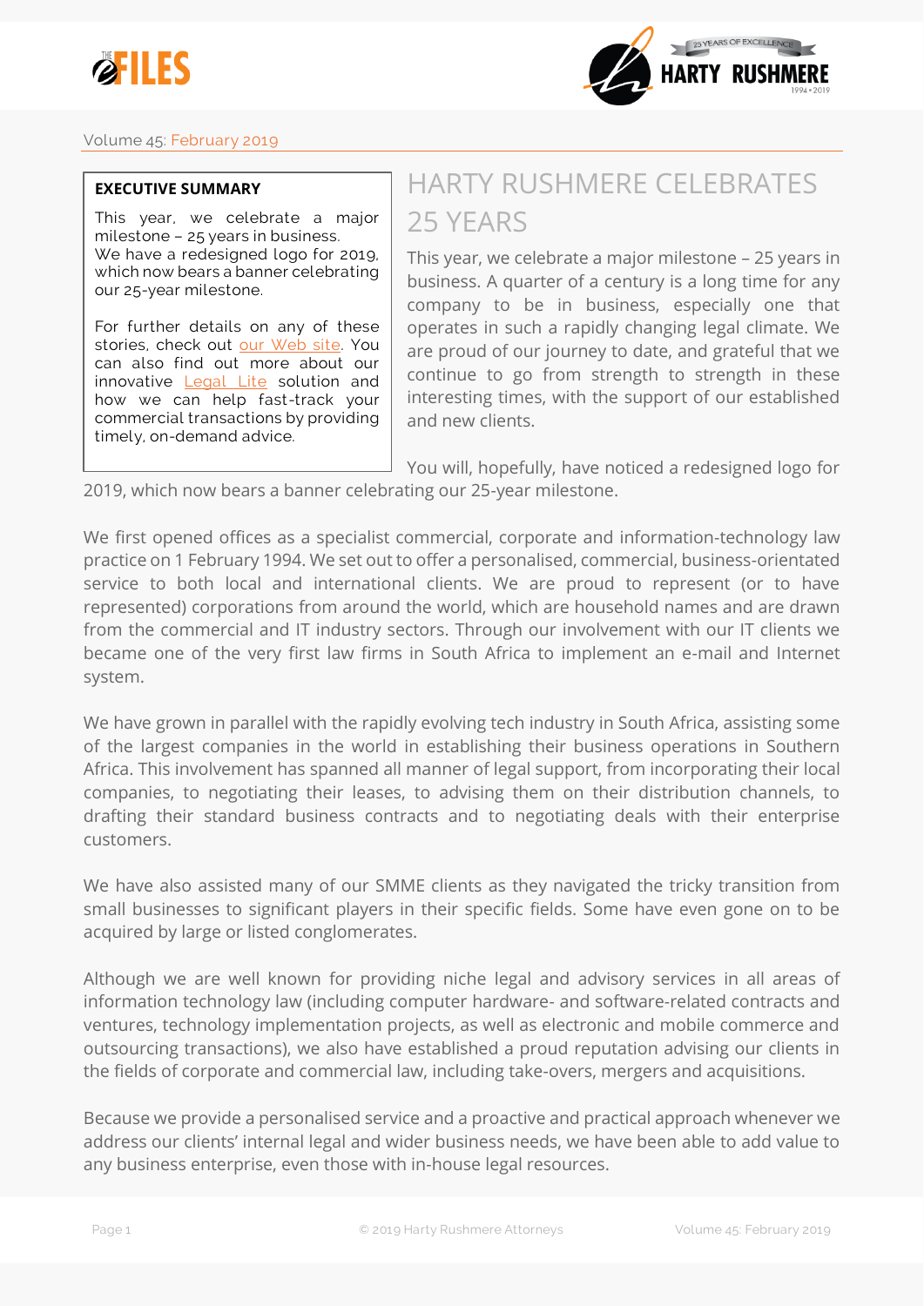Volume 45: February 2019

**EXECUTIVE SUMMARY**

This year, we celebrate a major milestone – 25 years in business.
We have a redesigned logo for 2019, which now bears a banner celebrating our 25-year milestone.

For further details on any of these stories, check out our Web site. You can also find out more about our innovative Legal Lite solution and how we can help fast-track your commercial transactions by providing timely, on-demand advice.

# HARTY RUSHMERE CELEBRATES 25 YEARS

This year, we celebrate a major milestone – 25 years in business. A quarter of a century is a long time for any company to be in business, especially one that operates in such a rapidly changing legal climate. We are proud of our journey to date, and grateful that we continue to go from strength to strength in these interesting times, with the support of our established and new clients.

You will, hopefully, have noticed a redesigned logo for 2019, which now bears a banner celebrating our 25-year milestone.

We first opened offices as a specialist commercial, corporate and information-technology law practice on 1 February 1994. We set out to offer a personalised, commercial, business-orientated service to both local and international clients. We are proud to represent (or to have represented) corporations from around the world, which are household names and are drawn from the commercial and IT industry sectors. Through our involvement with our IT clients we became one of the very first law firms in South Africa to implement an e-mail and Internet system.

We have grown in parallel with the rapidly evolving tech industry in South Africa, assisting some of the largest companies in the world in establishing their business operations in Southern Africa. This involvement has spanned all manner of legal support, from incorporating their local companies, to negotiating their leases, to advising them on their distribution channels, to drafting their standard business contracts and to negotiating deals with their enterprise customers.

We have also assisted many of our SMME clients as they navigated the tricky transition from small businesses to significant players in their specific fields. Some have even gone on to be acquired by large or listed conglomerates.

Although we are well known for providing niche legal and advisory services in all areas of information technology law (including computer hardware- and software-related contracts and ventures, technology implementation projects, as well as electronic and mobile commerce and outsourcing transactions), we also have established a proud reputation advising our clients in the fields of corporate and commercial law, including take-overs, mergers and acquisitions.

Because we provide a personalised service and a proactive and practical approach whenever we address our clients' internal legal and wider business needs, we have been able to add value to any business enterprise, even those with in-house legal resources.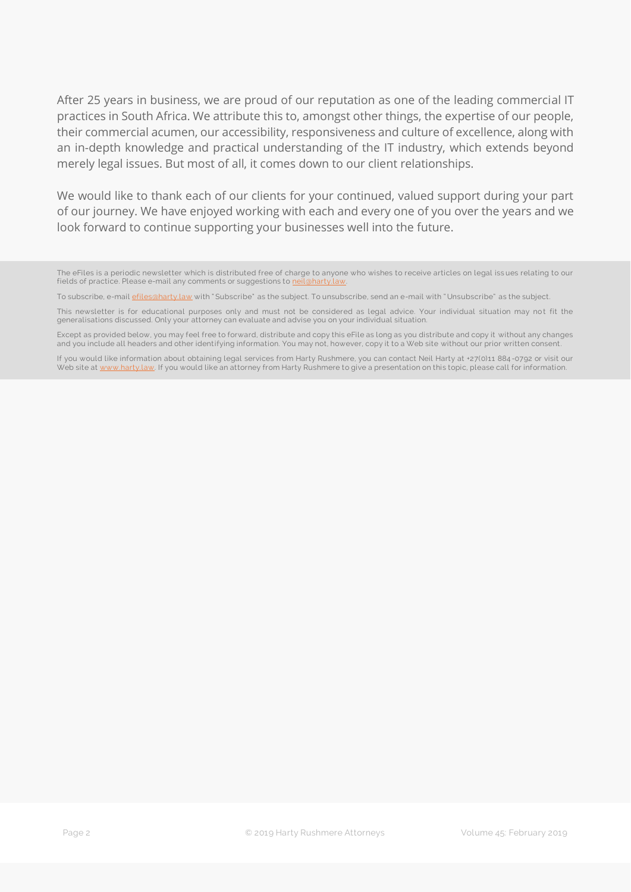After 25 years in business, we are proud of our reputation as one of the leading commercial IT practices in South Africa. We attribute this to, amongst other things, the expertise of our people, their commercial acumen, our accessibility, responsiveness and culture of excellence, along with an in-depth knowledge and practical understanding of the IT industry, which extends beyond merely legal issues. But most of all, it comes down to our client relationships.

We would like to thank each of our clients for your continued, valued support during your part of our journey. We have enjoyed working with each and every one of you over the years and we look forward to continue supporting your businesses well into the future.

The eFiles is a periodic newsletter which is distributed free of charge to anyone who wishes to receive articles on legal issues relating to our fields of practice. Please e-mail any comments or suggestions to neil@harty.law.

To subscribe, e-mail efiles@harty.law with "Subscribe" as the subject. To unsubscribe, send an e-mail with "Unsubscribe" as the subject.

This newsletter is for educational purposes only and must not be considered as legal advice. Your individual situation may not fit the generalisations discussed. Only your attorney can evaluate and advise you on your individual situation.

Except as provided below, you may feel free to forward, distribute and copy this eFile as long as you distribute and copy it without any changes and you include all headers and other identifying information. You may not, however, copy it to a Web site without our prior written consent.

If you would like information about obtaining legal services from Harty Rushmere, you can contact Neil Harty at +27(0)11 884-0792 or visit our Web site at www.harty.law. If you would like an attorney from Harty Rushmere to give a presentation on this topic, please call for information.